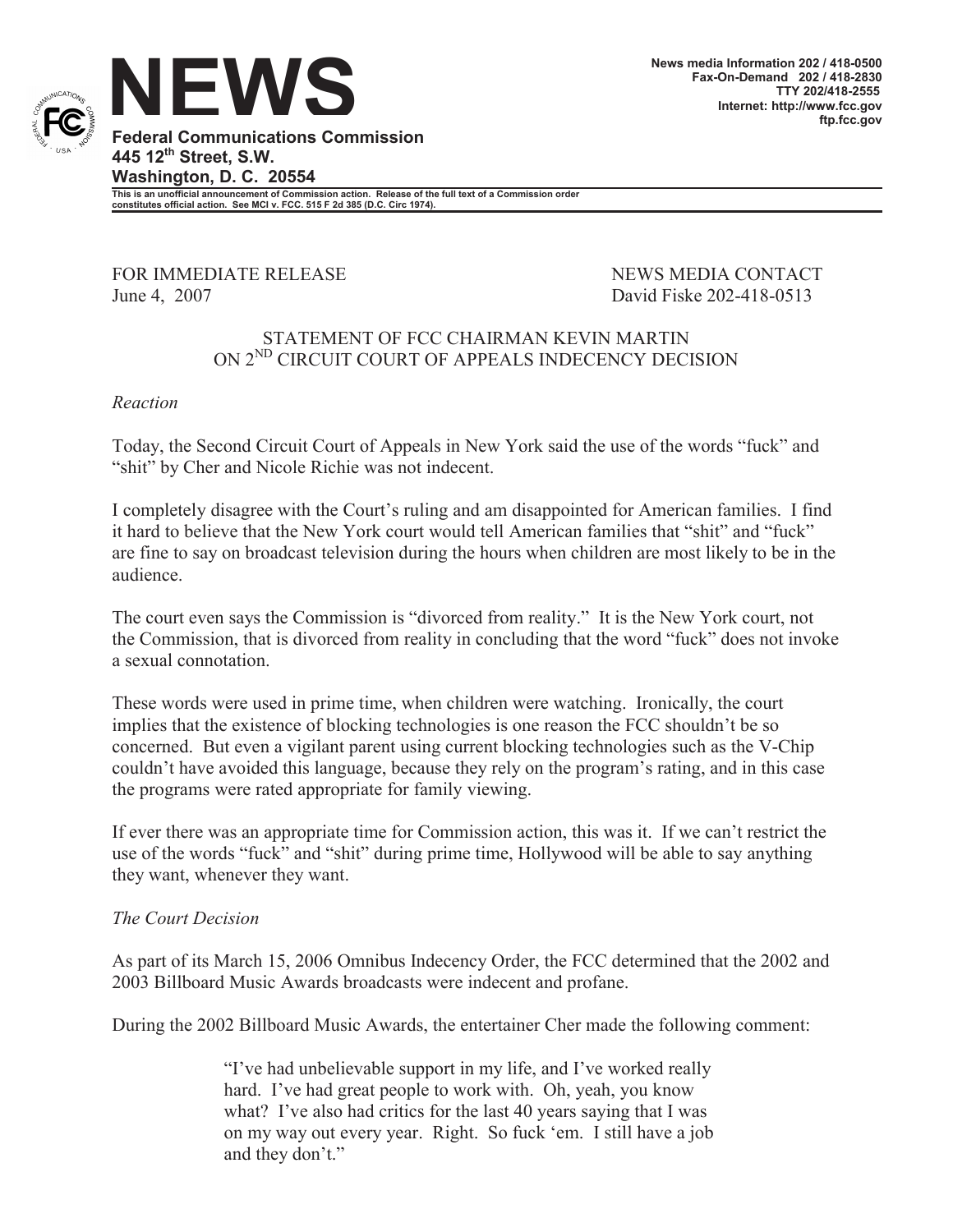# NEWS

**Federal Communications Commission**
**445 12th Street, S.W.**
**Washington, D. C. 20554**

**News media Information 202 / 418-0500**
**Fax-On-Demand 202 / 418-2830**
**TTY 202/418-2555**
**Internet: http://www.fcc.gov**
**ftp.fcc.gov**

**This is an unofficial announcement of Commission action. Release of the full text of a Commission order constitutes official action. See MCI v. FCC. 515 F 2d 385 (D.C. Circ 1974).**

FOR IMMEDIATE RELEASE
June 4, 2007

NEWS MEDIA CONTACT
David Fiske 202-418-0513

## STATEMENT OF FCC CHAIRMAN KEVIN MARTIN ON 2ND CIRCUIT COURT OF APPEALS INDECENCY DECISION

*Reaction*

Today, the Second Circuit Court of Appeals in New York said the use of the words "fuck" and "shit" by Cher and Nicole Richie was not indecent.

I completely disagree with the Court's ruling and am disappointed for American families. I find it hard to believe that the New York court would tell American families that "shit" and "fuck" are fine to say on broadcast television during the hours when children are most likely to be in the audience.

The court even says the Commission is "divorced from reality." It is the New York court, not the Commission, that is divorced from reality in concluding that the word "fuck" does not invoke a sexual connotation.

These words were used in prime time, when children were watching. Ironically, the court implies that the existence of blocking technologies is one reason the FCC shouldn't be so concerned. But even a vigilant parent using current blocking technologies such as the V-Chip couldn't have avoided this language, because they rely on the program's rating, and in this case the programs were rated appropriate for family viewing.

If ever there was an appropriate time for Commission action, this was it. If we can't restrict the use of the words "fuck" and "shit" during prime time, Hollywood will be able to say anything they want, whenever they want.

*The Court Decision*

As part of its March 15, 2006 Omnibus Indecency Order, the FCC determined that the 2002 and 2003 Billboard Music Awards broadcasts were indecent and profane.

During the 2002 Billboard Music Awards, the entertainer Cher made the following comment:

> "I've had unbelievable support in my life, and I've worked really hard. I've had great people to work with. Oh, yeah, you know what? I've also had critics for the last 40 years saying that I was on my way out every year. Right. So fuck 'em. I still have a job and they don't."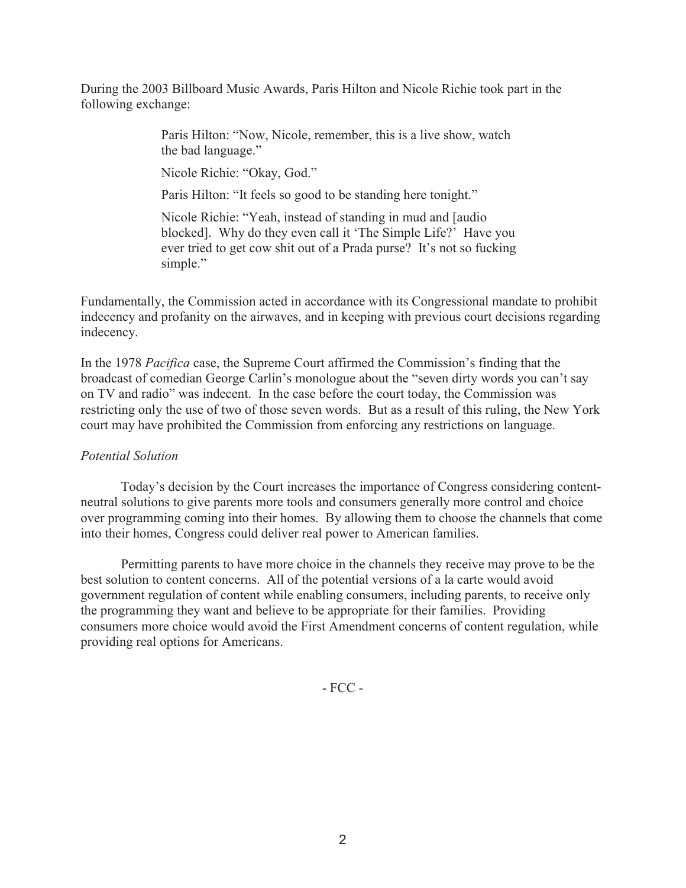During the 2003 Billboard Music Awards, Paris Hilton and Nicole Richie took part in the following exchange:

> Paris Hilton: "Now, Nicole, remember, this is a live show, watch the bad language."
>
> Nicole Richie: "Okay, God."
>
> Paris Hilton: "It feels so good to be standing here tonight."
>
> Nicole Richie: "Yeah, instead of standing in mud and [audio blocked]. Why do they even call it 'The Simple Life?' Have you ever tried to get cow shit out of a Prada purse? It's not so fucking simple."

Fundamentally, the Commission acted in accordance with its Congressional mandate to prohibit indecency and profanity on the airwaves, and in keeping with previous court decisions regarding indecency.

In the 1978 *Pacifica* case, the Supreme Court affirmed the Commission's finding that the broadcast of comedian George Carlin's monologue about the "seven dirty words you can't say on TV and radio" was indecent. In the case before the court today, the Commission was restricting only the use of two of those seven words. But as a result of this ruling, the New York court may have prohibited the Commission from enforcing any restrictions on language.

*Potential Solution*

Today's decision by the Court increases the importance of Congress considering content-neutral solutions to give parents more tools and consumers generally more control and choice over programming coming into their homes. By allowing them to choose the channels that come into their homes, Congress could deliver real power to American families.

Permitting parents to have more choice in the channels they receive may prove to be the best solution to content concerns. All of the potential versions of a la carte would avoid government regulation of content while enabling consumers, including parents, to receive only the programming they want and believe to be appropriate for their families. Providing consumers more choice would avoid the First Amendment concerns of content regulation, while providing real options for Americans.

- FCC -